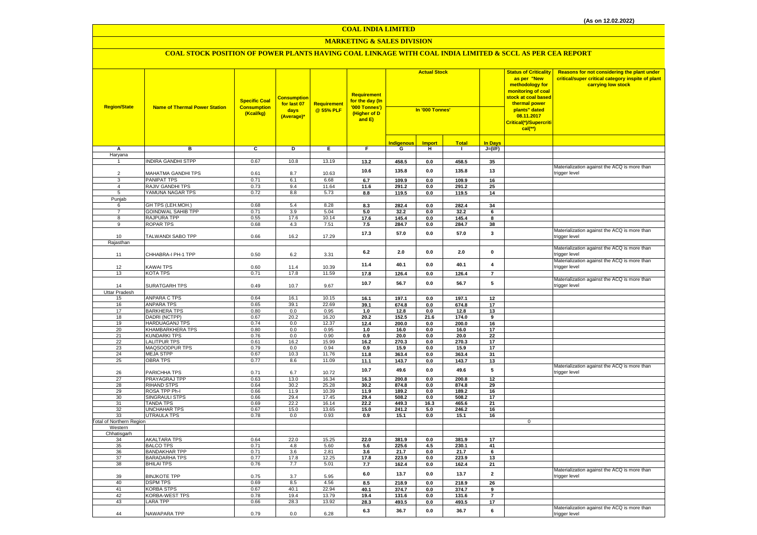(As on 12.02.2022)

# COAL INDIA LIMITED

## MARKETING & SALES DIVISION

### COAL STOCK POSITION OF POWER PLANTS HAVING COAL LINKAGE WITH COAL INDIA LIMITED & SCCL AS PER CEA REPORT

| Region/State | Name of Thermal Power Station | Specific Coal Consumption (Kcal/kg) | Consumption for last 07 days (Average)* | Requirement @ 55% PLF | Requirement for the day (In '000 Tonnes') (Higher of D and E) | Actual Stock In '000 Tonnes' | | | | Status of Criticality as per "New methodology for monitoring of coal stock at coal based thermal power plants" dated 08.11.2017 Critical(*)/Supercritical(**) | Reasons for not considering the plant under critical/super critical category inspite of plant carrying low stock |
|---|---|---|---|---|---|---|---|---|---|---|---|
| | | | | | | Indigenous | Import | Total | In Days | | |
| A | B | C | D | E | F | G | H | I | J=(I/F) | | |
| Haryana | | | | | | | | | | | |
| 1 | INDIRA GANDHI STPP | 0.67 | 10.8 | 13.19 | 13.2 | 458.5 | 0.0 | 458.5 | 35 | | |
| 2 | MAHATMA GANDHI TPS | 0.61 | 8.7 | 10.63 | 10.6 | 135.8 | 0.0 | 135.8 | 13 | | Materialization against the ACQ is more than trigger level |
| 3 | PANIPAT TPS | 0.71 | 6.1 | 6.68 | 6.7 | 109.9 | 0.0 | 109.9 | 16 | | |
| 4 | RAJIV GANDHI TPS | 0.73 | 9.4 | 11.64 | 11.6 | 291.2 | 0.0 | 291.2 | 25 | | |
| 5 | YAMUNA NAGAR TPS | 0.72 | 8.8 | 5.73 | 8.8 | 119.5 | 0.0 | 119.5 | 14 | | |
| Punjab | | | | | | | | | | | |
| 6 | GH TPS (LEH.MOH.) | 0.68 | 5.4 | 8.28 | 8.3 | 282.4 | 0.0 | 282.4 | 34 | | |
| 7 | GOINDWAL SAHIB TPP | 0.71 | 3.9 | 5.04 | 5.0 | 32.2 | 0.0 | 32.2 | 6 | | |
| 8 | RAJPURA TPP | 0.55 | 17.6 | 10.14 | 17.6 | 145.4 | 0.0 | 145.4 | 8 | | |
| 9 | ROPAR TPS | 0.68 | 4.3 | 7.51 | 7.5 | 284.7 | 0.0 | 284.7 | 38 | | |
| 10 | TALWANDI SABO TPP | 0.66 | 16.2 | 17.29 | 17.3 | 57.0 | 0.0 | 57.0 | 3 | | Materialization against the ACQ is more than trigger level |
| Rajasthan | | | | | | | | | | | |
| 11 | CHHABRA-I PH-1 TPP | 0.50 | 6.2 | 3.31 | 6.2 | 2.0 | 0.0 | 2.0 | 0 | | Materialization against the ACQ is more than trigger level |
| 12 | KAWAI TPS | 0.60 | 11.4 | 10.39 | 11.4 | 40.1 | 0.0 | 40.1 | 4 | | Materialization against the ACQ is more than trigger level |
| 13 | KOTA TPS | 0.71 | 17.8 | 11.59 | 17.8 | 126.4 | 0.0 | 126.4 | 7 | | |
| 14 | SURATGARH TPS | 0.49 | 10.7 | 9.67 | 10.7 | 56.7 | 0.0 | 56.7 | 5 | | Materialization against the ACQ is more than trigger level |
| Uttar Pradesh | | | | | | | | | | | |
| 15 | ANPARA C TPS | 0.64 | 16.1 | 10.15 | 16.1 | 197.1 | 0.0 | 197.1 | 12 | | |
| 16 | ANPARA TPS | 0.65 | 39.1 | 22.69 | 39.1 | 674.8 | 0.0 | 674.8 | 17 | | |
| 17 | BARKHERA TPS | 0.80 | 0.0 | 0.95 | 1.0 | 12.8 | 0.0 | 12.8 | 13 | | |
| 18 | DADRI (NCTPP) | 0.67 | 20.2 | 16.20 | 20.2 | 152.5 | 21.6 | 174.0 | 9 | | |
| 19 | HARDUAGANJ TPS | 0.74 | 0.0 | 12.37 | 12.4 | 200.0 | 0.0 | 200.0 | 16 | | |
| 20 | KHAMBARKHERA TPS | 0.80 | 0.0 | 0.95 | 1.0 | 16.0 | 0.0 | 16.0 | 17 | | |
| 21 | KUNDARKI TPS | 0.76 | 0.0 | 0.90 | 0.9 | 20.0 | 0.0 | 20.0 | 22 | | |
| 22 | LALITPUR TPS | 0.61 | 16.2 | 15.99 | 16.2 | 270.3 | 0.0 | 270.3 | 17 | | |
| 23 | MAQSOODPUR TPS | 0.79 | 0.0 | 0.94 | 0.9 | 15.9 | 0.0 | 15.9 | 17 | | |
| 24 | MEJA STPP | 0.67 | 10.3 | 11.76 | 11.8 | 363.4 | 0.0 | 363.4 | 31 | | |
| 25 | OBRA TPS | 0.77 | 8.6 | 11.09 | 11.1 | 143.7 | 0.0 | 143.7 | 13 | | |
| 26 | PARICHHA TPS | 0.71 | 6.7 | 10.72 | 10.7 | 49.6 | 0.0 | 49.6 | 5 | | Materialization against the ACQ is more than trigger level |
| 27 | PRAYAGRAJ TPP | 0.63 | 13.0 | 16.34 | 16.3 | 200.8 | 0.0 | 200.8 | 12 | | |
| 28 | RIHAND STPS | 0.64 | 30.2 | 25.28 | 30.2 | 874.8 | 0.0 | 874.8 | 29 | | |
| 29 | ROSA TPP Ph-I | 0.66 | 11.9 | 10.39 | 11.9 | 189.2 | 0.0 | 189.2 | 16 | | |
| 30 | SINGRAULI STPS | 0.66 | 29.4 | 17.45 | 29.4 | 508.2 | 0.0 | 508.2 | 17 | | |
| 31 | TANDA TPS | 0.69 | 22.2 | 16.14 | 22.2 | 449.3 | 16.3 | 465.6 | 21 | | |
| 32 | UNCHAHAR TPS | 0.67 | 15.0 | 13.65 | 15.0 | 241.2 | 5.0 | 246.2 | 16 | | |
| 33 | UTRAULA TPS | 0.78 | 0.0 | 0.93 | 0.9 | 15.1 | 0.0 | 15.1 | 16 | | |
| Total of Northern Region | | | | | | | | | | 0 | |
| Western | | | | | | | | | | | |
| Chhatisgarh | | | | | | | | | | | |
| 34 | AKALTARA TPS | 0.64 | 22.0 | 15.25 | 22.0 | 381.9 | 0.0 | 381.9 | 17 | | |
| 35 | BALCO TPS | 0.71 | 4.8 | 5.60 | 5.6 | 225.6 | 4.5 | 230.1 | 41 | | |
| 36 | BANDAKHAR TPP | 0.71 | 3.6 | 2.81 | 3.6 | 21.7 | 0.0 | 21.7 | 6 | | |
| 37 | BARADARHA TPS | 0.77 | 17.8 | 12.25 | 17.8 | 223.9 | 0.0 | 223.9 | 13 | | |
| 38 | BHILAI TPS | 0.76 | 7.7 | 5.01 | 7.7 | 162.4 | 0.0 | 162.4 | 21 | | |
| 39 | BINJKOTE TPP | 0.75 | 3.7 | 5.95 | 6.0 | 13.7 | 0.0 | 13.7 | 2 | | Materialization against the ACQ is more than trigger level |
| 40 | DSPM TPS | 0.69 | 8.5 | 4.56 | 8.5 | 218.9 | 0.0 | 218.9 | 26 | | |
| 41 | KORBA STPS | 0.67 | 40.1 | 22.94 | 40.1 | 374.7 | 0.0 | 374.7 | 9 | | |
| 42 | KORBA-WEST TPS | 0.78 | 19.4 | 13.79 | 19.4 | 131.6 | 0.0 | 131.6 | 7 | | |
| 43 | LARA TPP | 0.66 | 28.3 | 13.92 | 28.3 | 493.5 | 0.0 | 493.5 | 17 | | |
| 44 | NAWAPARA TPP | 0.79 | 0.0 | 6.28 | 6.3 | 36.7 | 0.0 | 36.7 | 6 | | Materialization against the ACQ is more than trigger level |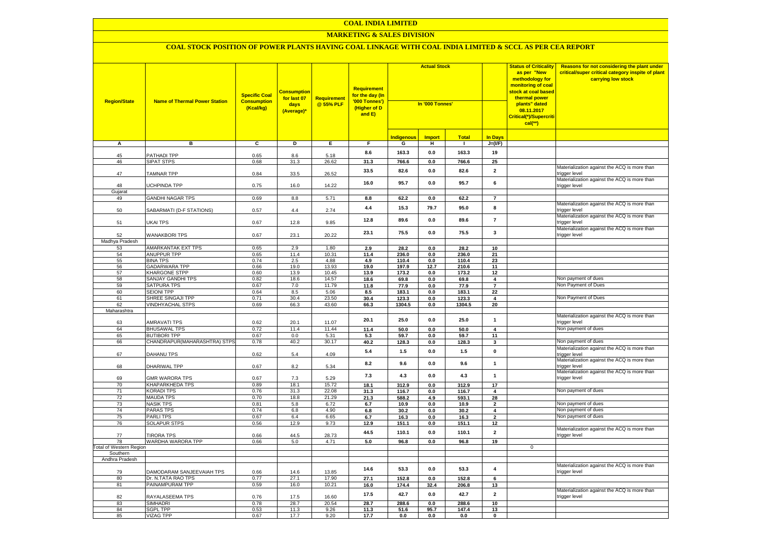# COAL INDIA LIMITED

## MARKETING & SALES DIVISION

### COAL STOCK POSITION OF POWER PLANTS HAVING COAL LINKAGE WITH COAL INDIA LIMITED & SCCL AS PER CEA REPORT

| Region/State | Name of Thermal Power Station | Specific Coal Consumption (Kcal/kg) | Consumption for last 07 days (Average)* | Requirement @ 55% PLF | Requirement for the day (In '000 Tonnes') (Higher of D and E) | Actual Stock In '000 Tonnes' | | | | Status of Criticality as per "New methodology for monitoring of coal stock at coal based thermal power plants" dated 08.11.2017 Critical(*)/Supercritical(**) | Reasons for not considering the plant under critical/super critical category inspite of plant carrying low stock |
|---|---|---|---|---|---|---|---|---|---|---|---|
| | | | | | | Indigenous | Import | Total | In Days | | |
| A | B | C | D | E | F | G | H | I | J=(I/F) | | |
| 45 | PATHADI TPP | 0.65 | 8.6 | 5.18 | 8.6 | 163.3 | 0.0 | 163.3 | 19 | | |
| 46 | SIPAT STPS | 0.68 | 31.3 | 26.62 | 31.3 | 766.6 | 0.0 | 766.6 | 25 | | |
| 47 | TAMNAR TPP | 0.84 | 33.5 | 26.52 | 33.5 | 82.6 | 0.0 | 82.6 | 2 | | Materialization against the ACQ is more than trigger level |
| 48 | UCHPINDA TPP | 0.75 | 16.0 | 14.22 | 16.0 | 95.7 | 0.0 | 95.7 | 6 | | Materialization against the ACQ is more than trigger level |
| Gujarat | | | | | | | | | | | |
| 49 | GANDHI NAGAR TPS | 0.69 | 8.8 | 5.71 | 8.8 | 62.2 | 0.0 | 62.2 | 7 | | |
| 50 | SABARMATI (D-F STATIONS) | 0.57 | 4.4 | 2.74 | 4.4 | 15.3 | 79.7 | 95.0 | 8 | | Materialization against the ACQ is more than trigger level |
| 51 | UKAI TPS | 0.67 | 12.8 | 9.85 | 12.8 | 89.6 | 0.0 | 89.6 | 7 | | Materialization against the ACQ is more than trigger level |
| 52 | WANAKBORI TPS | 0.67 | 23.1 | 20.22 | 23.1 | 75.5 | 0.0 | 75.5 | 3 | | Materialization against the ACQ is more than trigger level |
| Madhya Pradesh | | | | | | | | | | | |
| 53 | AMARKANTAK EXT TPS | 0.65 | 2.9 | 1.80 | 2.9 | 28.2 | 0.0 | 28.2 | 10 | | |
| 54 | ANUPPUR TPP | 0.65 | 11.4 | 10.31 | 11.4 | 236.0 | 0.0 | 236.0 | 21 | | |
| 55 | BINA TPS | 0.74 | 2.5 | 4.88 | 4.9 | 110.4 | 0.0 | 110.4 | 23 | | |
| 56 | GADARWARA TPP | 0.66 | 19.0 | 13.93 | 19.0 | 197.9 | 12.7 | 210.6 | 11 | | |
| 57 | KHARGONE STPP | 0.60 | 13.9 | 10.45 | 13.9 | 173.2 | 0.0 | 173.2 | 12 | | |
| 58 | SANJAY GANDHI TPS | 0.82 | 18.6 | 14.57 | 18.6 | 69.8 | 0.0 | 69.8 | 4 | | Non payment of dues |
| 59 | SATPURA TPS | 0.67 | 7.0 | 11.79 | 11.8 | 77.9 | 0.0 | 77.9 | 7 | | Non Payment of Dues |
| 60 | SEIONI TPP | 0.64 | 8.5 | 5.06 | 8.5 | 183.1 | 0.0 | 183.1 | 22 | | |
| 61 | SHREE SINGAJI TPP | 0.71 | 30.4 | 23.50 | 30.4 | 123.3 | 0.0 | 123.3 | 4 | | Non Payment of Dues |
| 62 | VINDHYACHAL STPS | 0.69 | 66.3 | 43.60 | 66.3 | 1304.5 | 0.0 | 1304.5 | 20 | | |
| Maharashtra | | | | | | | | | | | |
| 63 | AMRAVATI TPS | 0.62 | 20.1 | 11.07 | 20.1 | 25.0 | 0.0 | 25.0 | 1 | | Materialization against the ACQ is more than trigger level |
| 64 | BHUSAWAL TPS | 0.72 | 11.4 | 11.44 | 11.4 | 50.0 | 0.0 | 50.0 | 4 | | Non payment of dues |
| 65 | BUTIBORI TPP | 0.67 | 0.0 | 5.31 | 5.3 | 59.7 | 0.0 | 59.7 | 11 | | |
| 66 | CHANDRAPUR(MAHARASHTRA) STPS | 0.78 | 40.2 | 30.17 | 40.2 | 128.3 | 0.0 | 128.3 | 3 | | Non payment of dues |
| 67 | DAHANU TPS | 0.62 | 5.4 | 4.09 | 5.4 | 1.5 | 0.0 | 1.5 | 0 | | Materialization against the ACQ is more than trigger level |
| 68 | DHARIWAL TPP | 0.67 | 8.2 | 5.34 | 8.2 | 9.6 | 0.0 | 9.6 | 1 | | Materialization against the ACQ is more than trigger level |
| 69 | GMR WARORA TPS | 0.67 | 7.3 | 5.29 | 7.3 | 4.3 | 0.0 | 4.3 | 1 | | Materialization against the ACQ is more than trigger level |
| 70 | KHAPARKHEDA TPS | 0.89 | 18.1 | 15.72 | 18.1 | 312.9 | 0.0 | 312.9 | 17 | | |
| 71 | KORADI TPS | 0.76 | 31.3 | 22.08 | 31.3 | 116.7 | 0.0 | 116.7 | 4 | | Non payment of dues |
| 72 | MAUDA TPS | 0.70 | 18.8 | 21.29 | 21.3 | 588.2 | 4.9 | 593.1 | 28 | | |
| 73 | NASIK TPS | 0.81 | 5.8 | 6.72 | 6.7 | 10.9 | 0.0 | 10.9 | 2 | | Non payment of dues |
| 74 | PARAS TPS | 0.74 | 6.8 | 4.90 | 6.8 | 30.2 | 0.0 | 30.2 | 4 | | Non payment of dues |
| 75 | PARLI TPS | 0.67 | 6.4 | 6.65 | 6.7 | 16.3 | 0.0 | 16.3 | 2 | | Non payment of dues |
| 76 | SOLAPUR STPS | 0.56 | 12.9 | 9.73 | 12.9 | 151.1 | 0.0 | 151.1 | 12 | | |
| 77 | TIRORA TPS | 0.66 | 44.5 | 28.73 | 44.5 | 110.1 | 0.0 | 110.1 | 2 | | Materialization against the ACQ is more than trigger level |
| 78 | WARDHA WARORA TPP | 0.66 | 5.0 | 4.71 | 5.0 | 96.8 | 0.0 | 96.8 | 19 | | |
| Total of Western Region | | | | | | | | | | 0 | |
| Southern | | | | | | | | | | | |
| Andhra Pradesh | | | | | | | | | | | |
| 79 | DAMODARAM SANJEEVAIAH TPS | 0.66 | 14.6 | 13.85 | 14.6 | 53.3 | 0.0 | 53.3 | 4 | | Materialization against the ACQ is more than trigger level |
| 80 | Dr. N.TATA RAO TPS | 0.77 | 27.1 | 17.90 | 27.1 | 152.8 | 0.0 | 152.8 | 6 | | |
| 81 | PAINAMPURAM TPP | 0.59 | 16.0 | 10.21 | 16.0 | 174.4 | 32.4 | 206.8 | 13 | | |
| 82 | RAYALASEEMA TPS | 0.76 | 17.5 | 16.60 | 17.5 | 42.7 | 0.0 | 42.7 | 2 | | Materialization against the ACQ is more than trigger level |
| 83 | SIMHADRI | 0.78 | 28.7 | 20.54 | 28.7 | 288.6 | 0.0 | 288.6 | 10 | | |
| 84 | SGPL TPP | 0.53 | 11.3 | 9.26 | 11.3 | 51.6 | 95.7 | 147.4 | 13 | | |
| 85 | VIZAG TPP | 0.67 | 17.7 | 9.20 | 17.7 | 0.0 | 0.0 | 0.0 | 0 | | |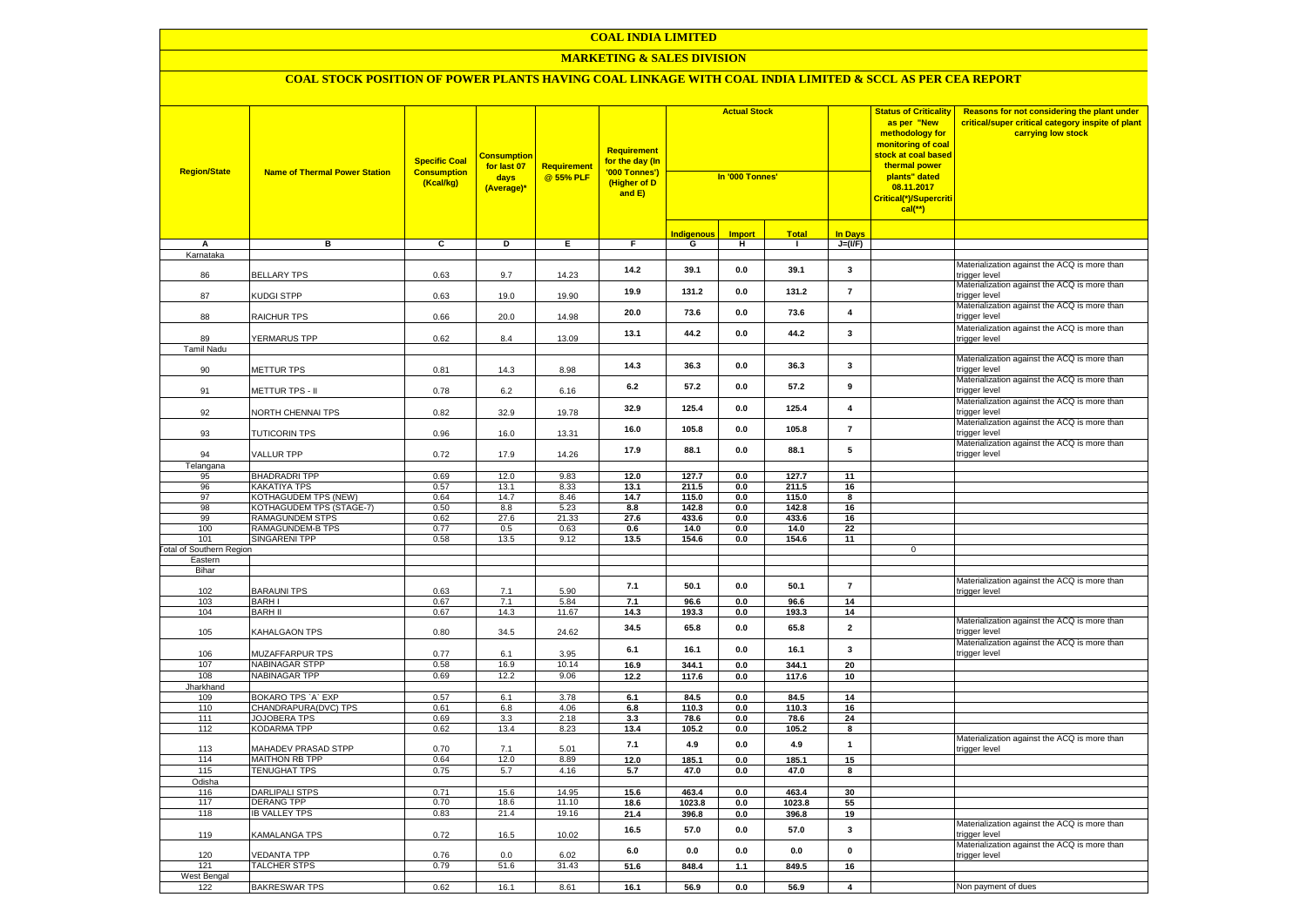# COAL INDIA LIMITED

## MARKETING & SALES DIVISION

### COAL STOCK POSITION OF POWER PLANTS HAVING COAL LINKAGE WITH COAL INDIA LIMITED & SCCL AS PER CEA REPORT

| Region/State | Name of Thermal Power Station | Specific Coal Consumption (Kcal/kg) | Consumption for last 07 days (Average)* | Requirement @ 55% PLF | Requirement for the day (In '000 Tonnes') (Higher of D and E) | Actual Stock In '000 Tonnes' | | | | Status of Criticality as per "New methodology for monitoring of coal stock at coal based thermal power plants" dated 08.11.2017 Critical(*)/Supercritical(**) | Reasons for not considering the plant under critical/super critical category inspite of plant carrying low stock |
|---|---|---|---|---|---|---|---|---|---|---|---|
| | | | | | | Indigenous | Import | Total | In Days | | |
| A | B | C | D | E | F | G | H | I | J=(I/F) | | |
| Karnataka | | | | | | | | | | | |
| 86 | BELLARY TPS | 0.63 | 9.7 | 14.23 | 14.2 | 39.1 | 0.0 | 39.1 | 3 | | Materialization against the ACQ is more than trigger level |
| 87 | KUDGI STPP | 0.63 | 19.0 | 19.90 | 19.9 | 131.2 | 0.0 | 131.2 | 7 | | Materialization against the ACQ is more than trigger level |
| 88 | RAICHUR TPS | 0.66 | 20.0 | 14.98 | 20.0 | 73.6 | 0.0 | 73.6 | 4 | | Materialization against the ACQ is more than trigger level |
| 89 | YERMARUS TPP | 0.62 | 8.4 | 13.09 | 13.1 | 44.2 | 0.0 | 44.2 | 3 | | Materialization against the ACQ is more than trigger level |
| Tamil Nadu | | | | | | | | | | | |
| 90 | METTUR TPS | 0.81 | 14.3 | 8.98 | 14.3 | 36.3 | 0.0 | 36.3 | 3 | | Materialization against the ACQ is more than trigger level |
| 91 | METTUR TPS - II | 0.78 | 6.2 | 6.16 | 6.2 | 57.2 | 0.0 | 57.2 | 9 | | Materialization against the ACQ is more than trigger level |
| 92 | NORTH CHENNAI TPS | 0.82 | 32.9 | 19.78 | 32.9 | 125.4 | 0.0 | 125.4 | 4 | | Materialization against the ACQ is more than trigger level |
| 93 | TUTICORIN TPS | 0.96 | 16.0 | 13.31 | 16.0 | 105.8 | 0.0 | 105.8 | 7 | | Materialization against the ACQ is more than trigger level |
| 94 | VALLUR TPP | 0.72 | 17.9 | 14.26 | 17.9 | 88.1 | 0.0 | 88.1 | 5 | | Materialization against the ACQ is more than trigger level |
| Telangana | | | | | | | | | | | |
| 95 | BHADRADRI TPP | 0.69 | 12.0 | 9.83 | 12.0 | 127.7 | 0.0 | 127.7 | 11 | | |
| 96 | KAKATIYA TPS | 0.57 | 13.1 | 8.33 | 13.1 | 211.5 | 0.0 | 211.5 | 16 | | |
| 97 | KOTHAGUDEM TPS (NEW) | 0.64 | 14.7 | 8.46 | 14.7 | 115.0 | 0.0 | 115.0 | 8 | | |
| 98 | KOTHAGUDEM TPS (STAGE-7) | 0.50 | 8.8 | 5.23 | 8.8 | 142.8 | 0.0 | 142.8 | 16 | | |
| 99 | RAMAGUNDEM STPS | 0.62 | 27.6 | 21.33 | 27.6 | 433.6 | 0.0 | 433.6 | 16 | | |
| 100 | RAMAGUNDEM-B TPS | 0.77 | 0.5 | 0.63 | 0.6 | 14.0 | 0.0 | 14.0 | 22 | | |
| 101 | SINGARENI TPP | 0.58 | 13.5 | 9.12 | 13.5 | 154.6 | 0.0 | 154.6 | 11 | | |
| Total of Southern Region | | | | | | | | | | 0 | |
| Eastern | | | | | | | | | | | |
| Bihar | | | | | | | | | | | |
| 102 | BARAUNI TPS | 0.63 | 7.1 | 5.90 | 7.1 | 50.1 | 0.0 | 50.1 | 7 | | Materialization against the ACQ is more than trigger level |
| 103 | BARH I | 0.67 | 7.1 | 5.84 | 7.1 | 96.6 | 0.0 | 96.6 | 14 | | |
| 104 | BARH II | 0.67 | 14.3 | 11.67 | 14.3 | 193.3 | 0.0 | 193.3 | 14 | | |
| 105 | KAHALGAON TPS | 0.80 | 34.5 | 24.62 | 34.5 | 65.8 | 0.0 | 65.8 | 2 | | Materialization against the ACQ is more than trigger level |
| 106 | MUZAFFARPUR TPS | 0.77 | 6.1 | 3.95 | 6.1 | 16.1 | 0.0 | 16.1 | 3 | | Materialization against the ACQ is more than trigger level |
| 107 | NABINAGAR STPP | 0.58 | 16.9 | 10.14 | 16.9 | 344.1 | 0.0 | 344.1 | 20 | | |
| 108 | NABINAGAR TPP | 0.69 | 12.2 | 9.06 | 12.2 | 117.6 | 0.0 | 117.6 | 10 | | |
| Jharkhand | | | | | | | | | | | |
| 109 | BOKARO TPS `A` EXP | 0.57 | 6.1 | 3.78 | 6.1 | 84.5 | 0.0 | 84.5 | 14 | | |
| 110 | CHANDRAPURA(DVC) TPS | 0.61 | 6.8 | 4.06 | 6.8 | 110.3 | 0.0 | 110.3 | 16 | | |
| 111 | JOJOBERA TPS | 0.69 | 3.3 | 2.18 | 3.3 | 78.6 | 0.0 | 78.6 | 24 | | |
| 112 | KODARMA TPP | 0.62 | 13.4 | 8.23 | 13.4 | 105.2 | 0.0 | 105.2 | 8 | | |
| 113 | MAHADEV PRASAD STPP | 0.70 | 7.1 | 5.01 | 7.1 | 4.9 | 0.0 | 4.9 | 1 | | Materialization against the ACQ is more than trigger level |
| 114 | MAITHON RB TPP | 0.64 | 12.0 | 8.89 | 12.0 | 185.1 | 0.0 | 185.1 | 15 | | |
| 115 | TENUGHAT TPS | 0.75 | 5.7 | 4.16 | 5.7 | 47.0 | 0.0 | 47.0 | 8 | | |
| Odisha | | | | | | | | | | | |
| 116 | DARLIPALI STPS | 0.71 | 15.6 | 14.95 | 15.6 | 463.4 | 0.0 | 463.4 | 30 | | |
| 117 | DERANG TPP | 0.70 | 18.6 | 11.10 | 18.6 | 1023.8 | 0.0 | 1023.8 | 55 | | |
| 118 | IB VALLEY TPS | 0.83 | 21.4 | 19.16 | 21.4 | 396.8 | 0.0 | 396.8 | 19 | | |
| 119 | KAMALANGA TPS | 0.72 | 16.5 | 10.02 | 16.5 | 57.0 | 0.0 | 57.0 | 3 | | Materialization against the ACQ is more than trigger level |
| 120 | VEDANTA TPP | 0.76 | 0.0 | 6.02 | 6.0 | 0.0 | 0.0 | 0.0 | 0 | | Materialization against the ACQ is more than trigger level |
| 121 | TALCHER STPS | 0.79 | 51.6 | 31.43 | 51.6 | 848.4 | 1.1 | 849.5 | 16 | | |
| West Bengal | | | | | | | | | | | |
| 122 | BAKRESWAR TPS | 0.62 | 16.1 | 8.61 | 16.1 | 56.9 | 0.0 | 56.9 | 4 | | Non payment of dues |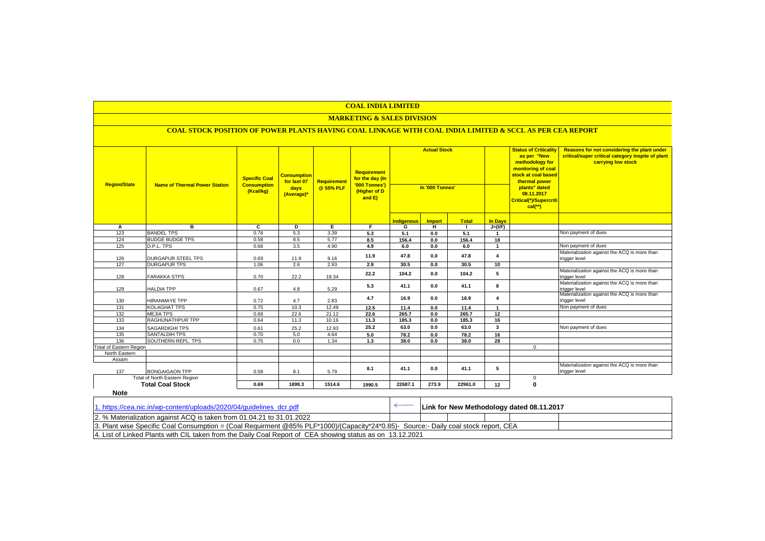# COAL INDIA LIMITED

## MARKETING & SALES DIVISION

### COAL STOCK POSITION OF POWER PLANTS HAVING COAL LINKAGE WITH COAL INDIA LIMITED & SCCL AS PER CEA REPORT

| Region/State | Name of Thermal Power Station | Specific Coal Consumption (Kcal/kg) | Consumption for last 07 days (Average)* | Requirement @ 55% PLF | Requirement for the day (In '000 Tonnes') (Higher of D and E) | Actual Stock In '000 Tonnes' | | | | Status of Criticality as per "New methodology for monitoring of coal stock at coal based thermal power plants" dated 08.11.2017 Critical(*)/Supercritical(**) | Reasons for not considering the plant under critical/super critical category inspite of plant carrying low stock |
|---|---|---|---|---|---|---|---|---|---|---|---|
| | | | | | | Indigenous | Import | Total | In Days | | |
| A | B | C | D | E | F | G | H | I | J=(I/F) | | |
| 123 | BANDEL TPS | 0.78 | 5.3 | 3.39 | 5.3 | 5.1 | 0.0 | 5.1 | 1 | | Non payment of dues |
| 124 | BUDGE BUDGE TPS | 0.58 | 8.5 | 5.77 | 8.5 | 156.4 | 0.0 | 156.4 | 18 | | |
| 125 | D.P.L. TPS | 0.68 | 3.5 | 4.90 | 4.9 | 6.0 | 0.0 | 6.0 | 1 | | Non payment of dues |
| 126 | DURGAPUR STEEL TPS | 0.69 | 11.9 | 9.16 | 11.9 | 47.8 | 0.0 | 47.8 | 4 | | Materialization against the ACQ is more than trigger level |
| 127 | DURGAPUR TPS | 1.06 | 2.6 | 2.93 | 2.9 | 30.5 | 0.0 | 30.5 | 10 | | |
| 128 | FARAKKA STPS | 0.70 | 22.2 | 19.34 | 22.2 | 104.2 | 0.0 | 104.2 | 5 | | Materialization against the ACQ is more than trigger level |
| 129 | HALDIA TPP | 0.67 | 4.8 | 5.29 | 5.3 | 41.1 | 0.0 | 41.1 | 8 | | Materialization against the ACQ is more than trigger level |
| 130 | HIRANMAYE TPP | 0.72 | 4.7 | 2.83 | 4.7 | 16.9 | 0.0 | 16.9 | 4 | | Materialization against the ACQ is more than trigger level |
| 131 | KOLAGHAT TPS | 0.75 | 10.3 | 12.49 | 12.5 | 11.4 | 0.0 | 11.4 | 1 | | Non payment of dues |
| 132 | MEJIA TPS | 0.68 | 22.6 | 21.12 | 22.6 | 265.7 | 0.0 | 265.7 | 12 | | |
| 133 | RAGHUNATHPUR TPP | 0.64 | 11.3 | 10.16 | 11.3 | 185.3 | 0.0 | 185.3 | 16 | | |
| 134 | SAGARDIGHI TPS | 0.61 | 25.2 | 12.93 | 25.2 | 63.0 | 0.0 | 63.0 | 3 | | Non payment of dues |
| 135 | SANTALDIH TPS | 0.70 | 5.0 | 4.64 | 5.0 | 78.2 | 0.0 | 78.2 | 16 | | |
| 136 | SOUTHERN REPL. TPS | 0.75 | 0.0 | 1.34 | 1.3 | 38.0 | 0.0 | 38.0 | 28 | | |
| Total of Eastern Region | | | | | | | | | | 0 | |
| North Eastern | | | | | | | | | | | |
| Assam | | | | | | | | | | | |
| 137 | BONGAIGAON TPP | 0.58 | 8.1 | 5.79 | 8.1 | 41.1 | 0.0 | 41.1 | 5 | | Materialization against the ACQ is more than trigger level |
| Total of North Eastern Region | | | | | | | | | | 0 | |
| Total Coal Stock | | 0.69 | 1899.3 | 1514.6 | 1990.5 | 22687.1 | 273.9 | 22961.0 | 12 | 0 | |

**Note**

1. https://cea.nic.in/wp-content/uploads/2020/04/guidelines_dcr.pdf ← Link for New Methodology dated 08.11.2017
2. % Materialization against ACQ is taken from 01.04.21 to 31.01.2022
3. Plant wise Specific Coal Consumption = (Coal Requirment @85% PLF*1000)/(Capacity*24*0.85)- Source:- Daily coal stock report, CEA
4. List of Linked Plants with CIL taken from the Daily Coal Report of CEA showing status as on 13.12.2021